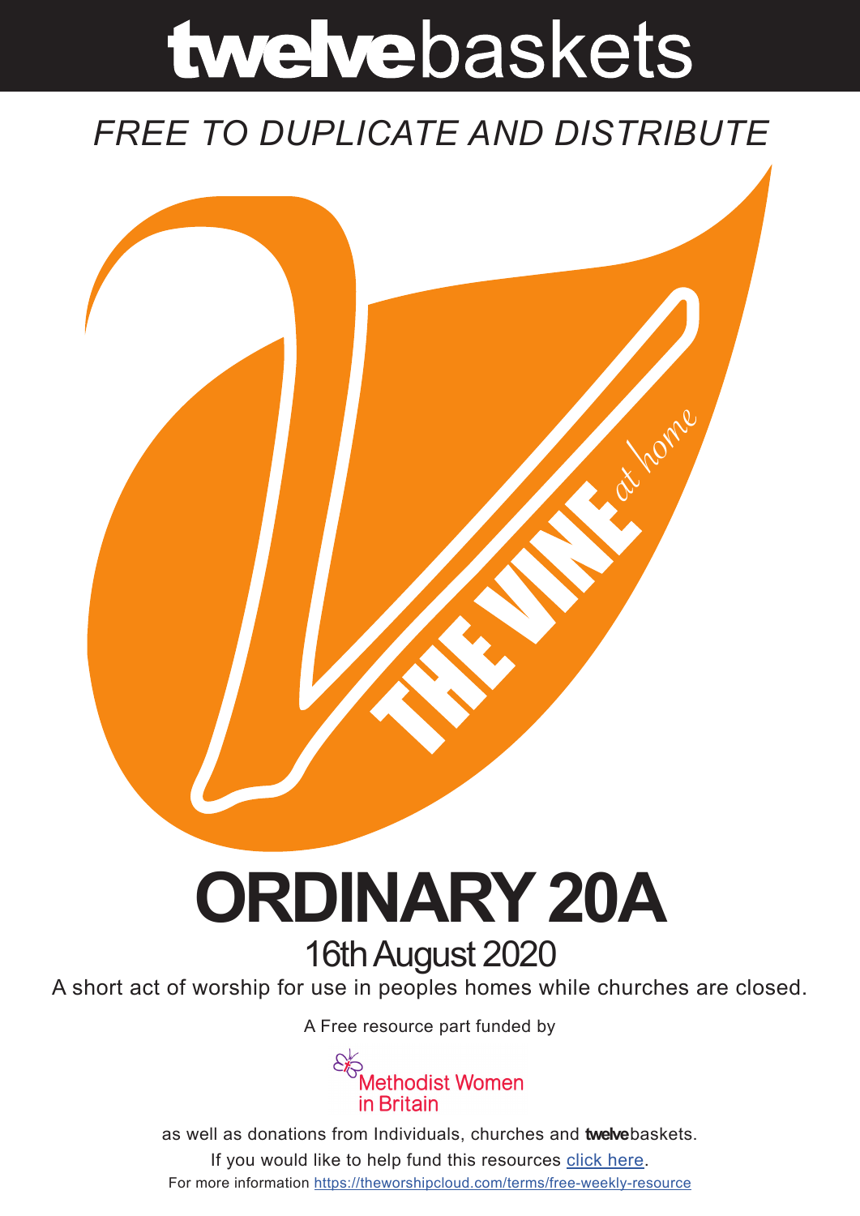# twelvebaskets

*FREE TO DUPLICATE AND DISTRIBUTE*

THE VINE *at home*

# ORDINARY 20A

## 16th August 2020

A short act of worship for use in peoples homes while churches are closed.

A Free resource part funded by

Methodist Women in Britain

as well as donations from Individuals, churches and **twelve**baskets.

If you would like to help fund this resources click here.

For more information https://theworshipcloud.com/terms/free-weekly-resource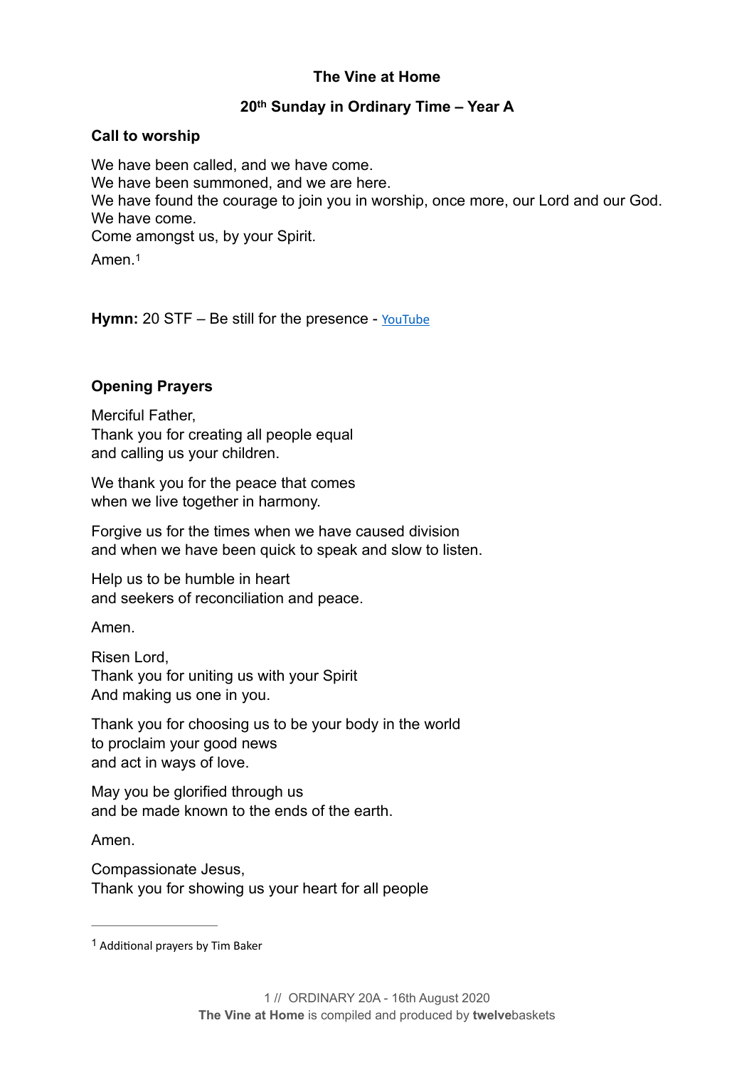**The Vine at Home**

**20th Sunday in Ordinary Time – Year A**

**Call to worship**

We have been called, and we have come.
We have been summoned, and we are here.
We have found the courage to join you in worship, once more, our Lord and our God.
We have come.
Come amongst us, by your Spirit.

Amen.[1]

**Hymn:** 20 STF – Be still for the presence - YouTube

**Opening Prayers**

Merciful Father,
Thank you for creating all people equal
and calling us your children.

We thank you for the peace that comes
when we live together in harmony.

Forgive us for the times when we have caused division
and when we have been quick to speak and slow to listen.

Help us to be humble in heart
and seekers of reconciliation and peace.

Amen.

Risen Lord,
Thank you for uniting us with your Spirit
And making us one in you.

Thank you for choosing us to be your body in the world
to proclaim your good news
and act in ways of love.

May you be glorified through us
and be made known to the ends of the earth.

Amen.

Compassionate Jesus,
Thank you for showing us your heart for all people

---

[1] Additional prayers by Tim Baker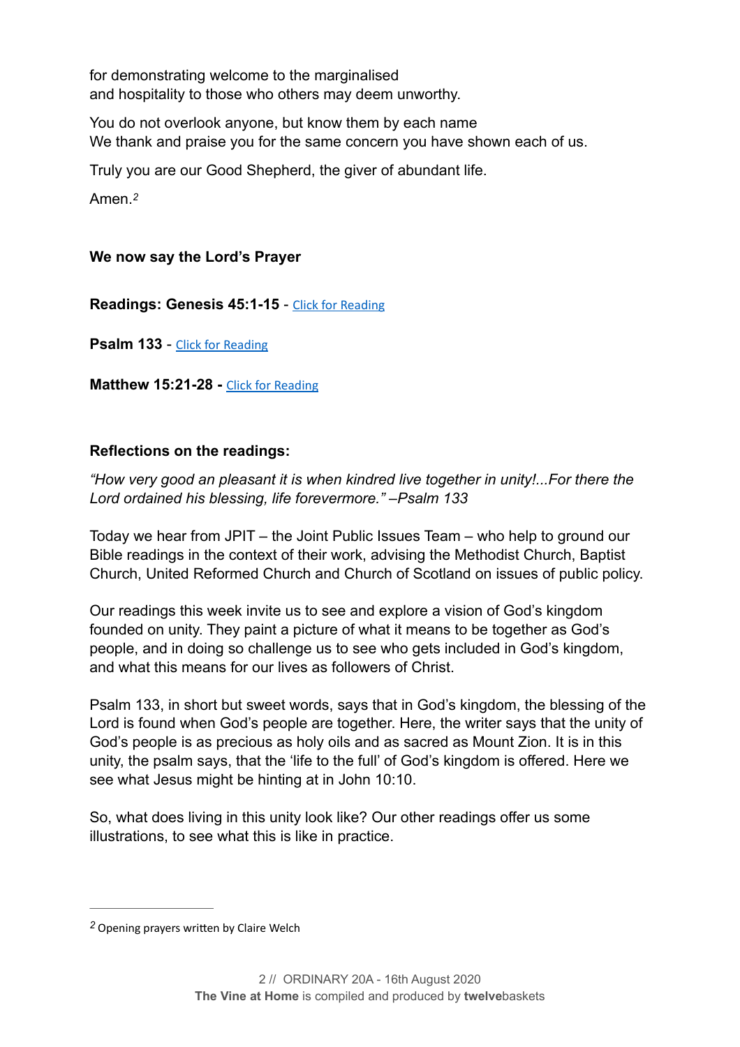for demonstrating welcome to the marginalised
and hospitality to those who others may deem unworthy.

You do not overlook anyone, but know them by each name
We thank and praise you for the same concern you have shown each of us.

Truly you are our Good Shepherd, the giver of abundant life.

Amen.[2]

**We now say the Lord's Prayer**

**Readings: Genesis 45:1-15** - Click for Reading

**Psalm 133** - Click for Reading

**Matthew 15:21-28 -** Click for Reading

**Reflections on the readings:**

*"How very good an pleasant it is when kindred live together in unity!...For there the Lord ordained his blessing, life forevermore." –Psalm 133*

Today we hear from JPIT – the Joint Public Issues Team – who help to ground our Bible readings in the context of their work, advising the Methodist Church, Baptist Church, United Reformed Church and Church of Scotland on issues of public policy.

Our readings this week invite us to see and explore a vision of God's kingdom founded on unity. They paint a picture of what it means to be together as God's people, and in doing so challenge us to see who gets included in God's kingdom, and what this means for our lives as followers of Christ.

Psalm 133, in short but sweet words, says that in God's kingdom, the blessing of the Lord is found when God's people are together. Here, the writer says that the unity of God's people is as precious as holy oils and as sacred as Mount Zion. It is in this unity, the psalm says, that the 'life to the full' of God's kingdom is offered. Here we see what Jesus might be hinting at in John 10:10.

So, what does living in this unity look like? Our other readings offer us some illustrations, to see what this is like in practice.

---

[2] Opening prayers written by Claire Welch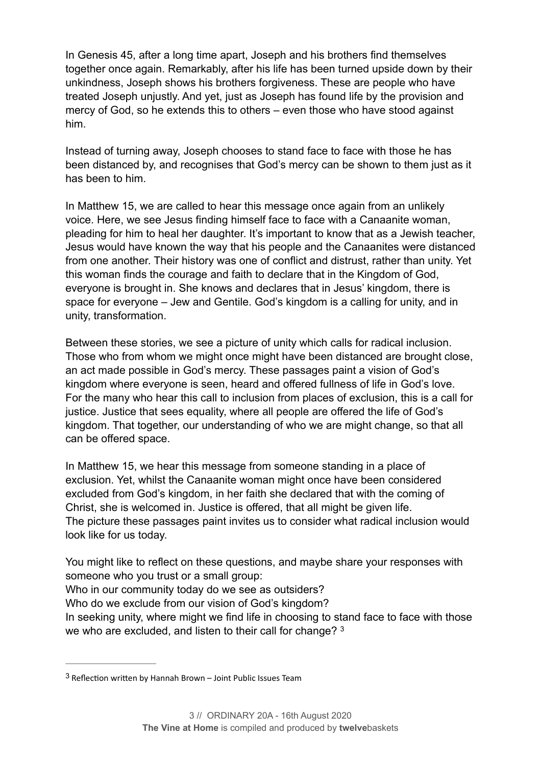In Genesis 45, after a long time apart, Joseph and his brothers find themselves together once again. Remarkably, after his life has been turned upside down by their unkindness, Joseph shows his brothers forgiveness. These are people who have treated Joseph unjustly. And yet, just as Joseph has found life by the provision and mercy of God, so he extends this to others – even those who have stood against him.

Instead of turning away, Joseph chooses to stand face to face with those he has been distanced by, and recognises that God's mercy can be shown to them just as it has been to him.

In Matthew 15, we are called to hear this message once again from an unlikely voice. Here, we see Jesus finding himself face to face with a Canaanite woman, pleading for him to heal her daughter. It's important to know that as a Jewish teacher, Jesus would have known the way that his people and the Canaanites were distanced from one another. Their history was one of conflict and distrust, rather than unity. Yet this woman finds the courage and faith to declare that in the Kingdom of God, everyone is brought in. She knows and declares that in Jesus' kingdom, there is space for everyone – Jew and Gentile. God's kingdom is a calling for unity, and in unity, transformation.

Between these stories, we see a picture of unity which calls for radical inclusion. Those who from whom we might once might have been distanced are brought close, an act made possible in God's mercy. These passages paint a vision of God's kingdom where everyone is seen, heard and offered fullness of life in God's love. For the many who hear this call to inclusion from places of exclusion, this is a call for justice. Justice that sees equality, where all people are offered the life of God's kingdom. That together, our understanding of who we are might change, so that all can be offered space.

In Matthew 15, we hear this message from someone standing in a place of exclusion. Yet, whilst the Canaanite woman might once have been considered excluded from God's kingdom, in her faith she declared that with the coming of Christ, she is welcomed in. Justice is offered, that all might be given life.
The picture these passages paint invites us to consider what radical inclusion would look like for us today.

You might like to reflect on these questions, and maybe share your responses with someone who you trust or a small group:
Who in our community today do we see as outsiders?
Who do we exclude from our vision of God's kingdom?
In seeking unity, where might we find life in choosing to stand face to face with those we who are excluded, and listen to their call for change? [3]

---

[3] Reflection written by Hannah Brown – Joint Public Issues Team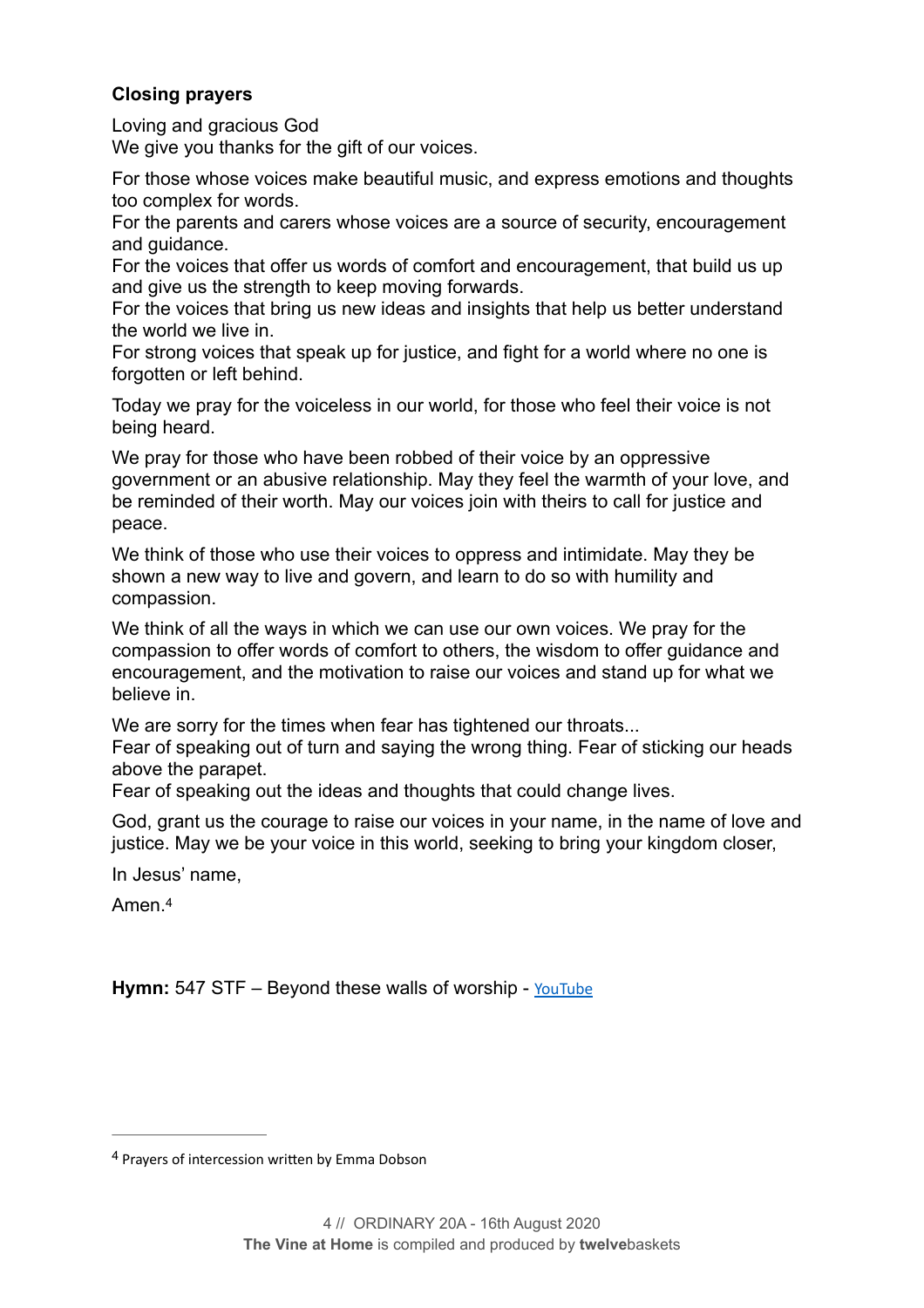### **Closing prayers**

Loving and gracious God
We give you thanks for the gift of our voices.

For those whose voices make beautiful music, and express emotions and thoughts too complex for words.
For the parents and carers whose voices are a source of security, encouragement and guidance.
For the voices that offer us words of comfort and encouragement, that build us up and give us the strength to keep moving forwards.
For the voices that bring us new ideas and insights that help us better understand the world we live in.
For strong voices that speak up for justice, and fight for a world where no one is forgotten or left behind.

Today we pray for the voiceless in our world, for those who feel their voice is not being heard.

We pray for those who have been robbed of their voice by an oppressive government or an abusive relationship. May they feel the warmth of your love, and be reminded of their worth. May our voices join with theirs to call for justice and peace.

We think of those who use their voices to oppress and intimidate. May they be shown a new way to live and govern, and learn to do so with humility and compassion.

We think of all the ways in which we can use our own voices. We pray for the compassion to offer words of comfort to others, the wisdom to offer guidance and encouragement, and the motivation to raise our voices and stand up for what we believe in.

We are sorry for the times when fear has tightened our throats...
Fear of speaking out of turn and saying the wrong thing. Fear of sticking our heads above the parapet.
Fear of speaking out the ideas and thoughts that could change lives.

God, grant us the courage to raise our voices in your name, in the name of love and justice. May we be your voice in this world, seeking to bring your kingdom closer,

In Jesus' name,

Amen.[4]

**Hymn:** 547 STF – Beyond these walls of worship - YouTube

---

[4] Prayers of intercession written by Emma Dobson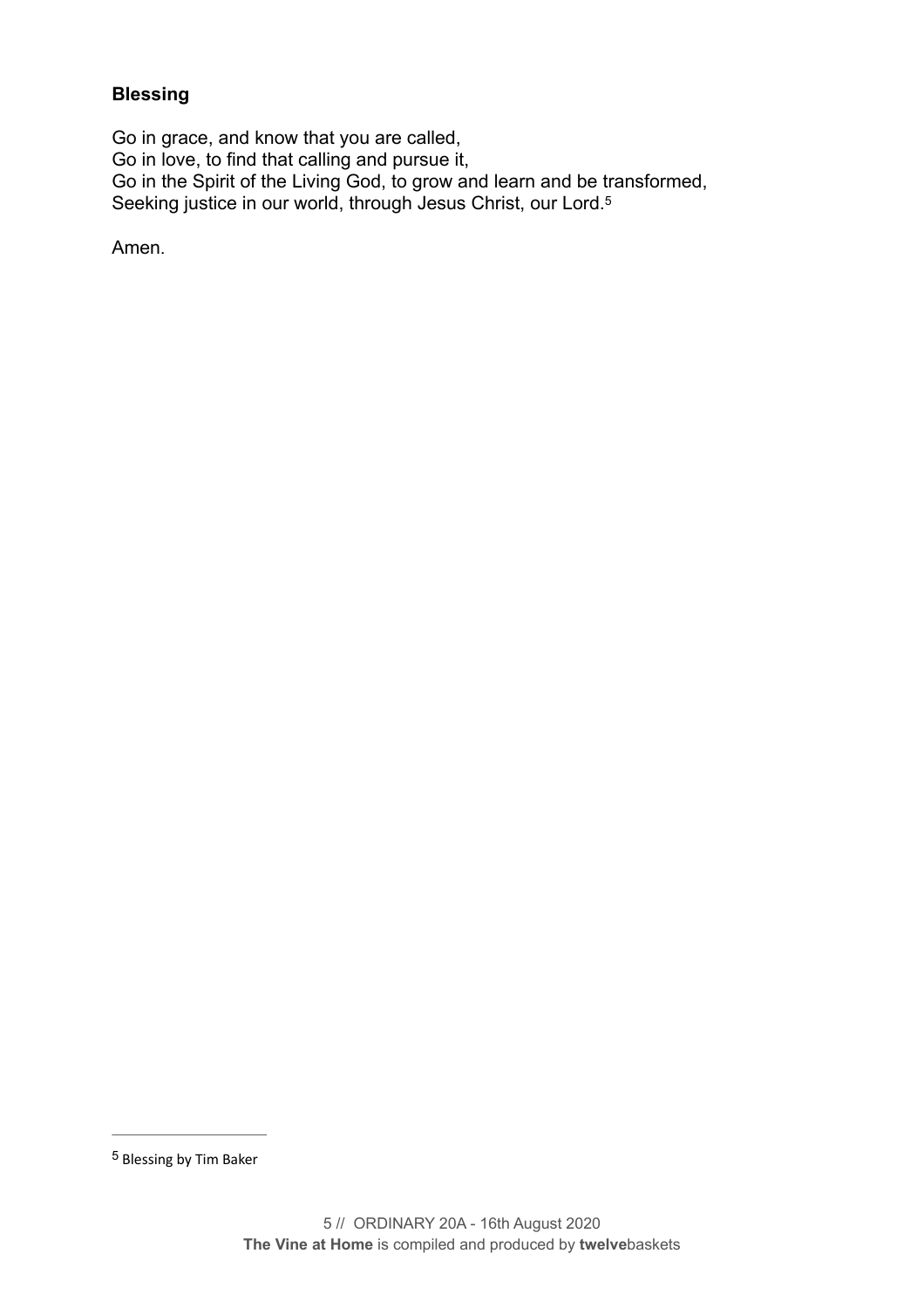**Blessing**

Go in grace, and know that you are called,
Go in love, to find that calling and pursue it,
Go in the Spirit of the Living God, to grow and learn and be transformed,
Seeking justice in our world, through Jesus Christ, our Lord.[5]

Amen.

---

[5] Blessing by Tim Baker